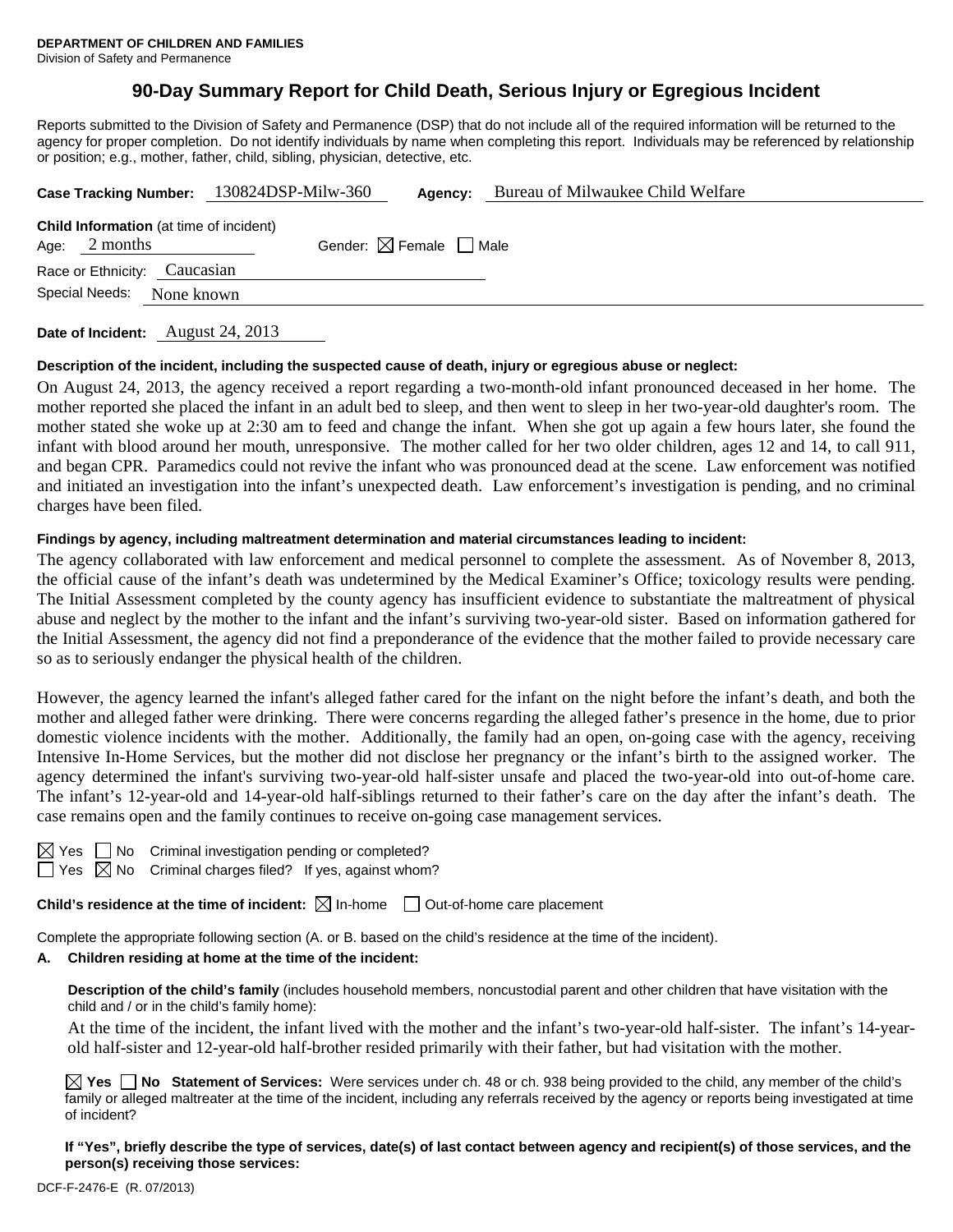**DEPARTMENT OF CHILDREN AND FAMILIES**
Division of Safety and Permanence

# 90-Day Summary Report for Child Death, Serious Injury or Egregious Incident

Reports submitted to the Division of Safety and Permanence (DSP) that do not include all of the required information will be returned to the agency for proper completion. Do not identify individuals by name when completing this report. Individuals may be referenced by relationship or position; e.g., mother, father, child, sibling, physician, detective, etc.

**Case Tracking Number:** 130824DSP-Milw-360 **Agency:** Bureau of Milwaukee Child Welfare

**Child Information** (at time of incident)
Age: 2 months Gender: ☒ Female ☐ Male
Race or Ethnicity: Caucasian
Special Needs: None known

**Date of Incident:** August 24, 2013

**Description of the incident, including the suspected cause of death, injury or egregious abuse or neglect:**

On August 24, 2013, the agency received a report regarding a two-month-old infant pronounced deceased in her home. The mother reported she placed the infant in an adult bed to sleep, and then went to sleep in her two-year-old daughter's room. The mother stated she woke up at 2:30 am to feed and change the infant. When she got up again a few hours later, she found the infant with blood around her mouth, unresponsive. The mother called for her two older children, ages 12 and 14, to call 911, and began CPR. Paramedics could not revive the infant who was pronounced dead at the scene. Law enforcement was notified and initiated an investigation into the infant's unexpected death. Law enforcement's investigation is pending, and no criminal charges have been filed.

**Findings by agency, including maltreatment determination and material circumstances leading to incident:**

The agency collaborated with law enforcement and medical personnel to complete the assessment. As of November 8, 2013, the official cause of the infant's death was undetermined by the Medical Examiner's Office; toxicology results were pending. The Initial Assessment completed by the county agency has insufficient evidence to substantiate the maltreatment of physical abuse and neglect by the mother to the infant and the infant's surviving two-year-old sister. Based on information gathered for the Initial Assessment, the agency did not find a preponderance of the evidence that the mother failed to provide necessary care so as to seriously endanger the physical health of the children.

However, the agency learned the infant's alleged father cared for the infant on the night before the infant's death, and both the mother and alleged father were drinking. There were concerns regarding the alleged father's presence in the home, due to prior domestic violence incidents with the mother. Additionally, the family had an open, on-going case with the agency, receiving Intensive In-Home Services, but the mother did not disclose her pregnancy or the infant's birth to the assigned worker. The agency determined the infant's surviving two-year-old half-sister unsafe and placed the two-year-old into out-of-home care. The infant's 12-year-old and 14-year-old half-siblings returned to their father's care on the day after the infant's death. The case remains open and the family continues to receive on-going case management services.

☒ Yes ☐ No Criminal investigation pending or completed?
☐ Yes ☒ No Criminal charges filed? If yes, against whom?

**Child's residence at the time of incident:** ☒ In-home ☐ Out-of-home care placement

Complete the appropriate following section (A. or B. based on the child's residence at the time of the incident).

**A. Children residing at home at the time of the incident:**

**Description of the child's family** (includes household members, noncustodial parent and other children that have visitation with the child and / or in the child's family home):

At the time of the incident, the infant lived with the mother and the infant's two-year-old half-sister. The infant's 14-year-old half-sister and 12-year-old half-brother resided primarily with their father, but had visitation with the mother.

☒ **Yes** ☐ **No Statement of Services:** Were services under ch. 48 or ch. 938 being provided to the child, any member of the child's family or alleged maltreater at the time of the incident, including any referrals received by the agency or reports being investigated at time of incident?

**If "Yes", briefly describe the type of services, date(s) of last contact between agency and recipient(s) of those services, and the person(s) receiving those services:**

DCF-F-2476-E (R. 07/2013)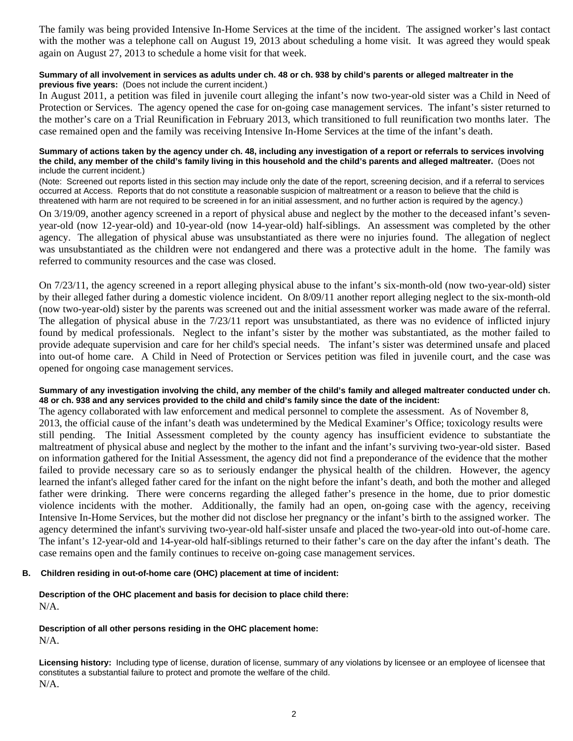The family was being provided Intensive In-Home Services at the time of the incident. The assigned worker's last contact with the mother was a telephone call on August 19, 2013 about scheduling a home visit. It was agreed they would speak again on August 27, 2013 to schedule a home visit for that week.

**Summary of all involvement in services as adults under ch. 48 or ch. 938 by child's parents or alleged maltreater in the previous five years:** (Does not include the current incident.)

In August 2011, a petition was filed in juvenile court alleging the infant's now two-year-old sister was a Child in Need of Protection or Services. The agency opened the case for on-going case management services. The infant's sister returned to the mother's care on a Trial Reunification in February 2013, which transitioned to full reunification two months later. The case remained open and the family was receiving Intensive In-Home Services at the time of the infant's death.

**Summary of actions taken by the agency under ch. 48, including any investigation of a report or referrals to services involving the child, any member of the child's family living in this household and the child's parents and alleged maltreater.** (Does not include the current incident.)

(Note: Screened out reports listed in this section may include only the date of the report, screening decision, and if a referral to services occurred at Access. Reports that do not constitute a reasonable suspicion of maltreatment or a reason to believe that the child is threatened with harm are not required to be screened in for an initial assessment, and no further action is required by the agency.)

On 3/19/09, another agency screened in a report of physical abuse and neglect by the mother to the deceased infant's seven-year-old (now 12-year-old) and 10-year-old (now 14-year-old) half-siblings. An assessment was completed by the other agency. The allegation of physical abuse was unsubstantiated as there were no injuries found. The allegation of neglect was unsubstantiated as the children were not endangered and there was a protective adult in the home. The family was referred to community resources and the case was closed.

On 7/23/11, the agency screened in a report alleging physical abuse to the infant's six-month-old (now two-year-old) sister by their alleged father during a domestic violence incident. On 8/09/11 another report alleging neglect to the six-month-old (now two-year-old) sister by the parents was screened out and the initial assessment worker was made aware of the referral. The allegation of physical abuse in the 7/23/11 report was unsubstantiated, as there was no evidence of inflicted injury found by medical professionals. Neglect to the infant's sister by the mother was substantiated, as the mother failed to provide adequate supervision and care for her child's special needs. The infant's sister was determined unsafe and placed into out-of home care. A Child in Need of Protection or Services petition was filed in juvenile court, and the case was opened for ongoing case management services.

**Summary of any investigation involving the child, any member of the child's family and alleged maltreater conducted under ch. 48 or ch. 938 and any services provided to the child and child's family since the date of the incident:**

The agency collaborated with law enforcement and medical personnel to complete the assessment. As of November 8, 2013, the official cause of the infant's death was undetermined by the Medical Examiner's Office; toxicology results were still pending. The Initial Assessment completed by the county agency has insufficient evidence to substantiate the maltreatment of physical abuse and neglect by the mother to the infant and the infant's surviving two-year-old sister. Based on information gathered for the Initial Assessment, the agency did not find a preponderance of the evidence that the mother failed to provide necessary care so as to seriously endanger the physical health of the children. However, the agency learned the infant's alleged father cared for the infant on the night before the infant's death, and both the mother and alleged father were drinking. There were concerns regarding the alleged father's presence in the home, due to prior domestic violence incidents with the mother. Additionally, the family had an open, on-going case with the agency, receiving Intensive In-Home Services, but the mother did not disclose her pregnancy or the infant's birth to the assigned worker. The agency determined the infant's surviving two-year-old half-sister unsafe and placed the two-year-old into out-of-home care. The infant's 12-year-old and 14-year-old half-siblings returned to their father's care on the day after the infant's death. The case remains open and the family continues to receive on-going case management services.

**B. Children residing in out-of-home care (OHC) placement at time of incident:**

**Description of the OHC placement and basis for decision to place child there:**

N/A.

**Description of all other persons residing in the OHC placement home:**

N/A.

**Licensing history:** Including type of license, duration of license, summary of any violations by licensee or an employee of licensee that constitutes a substantial failure to protect and promote the welfare of the child.

N/A.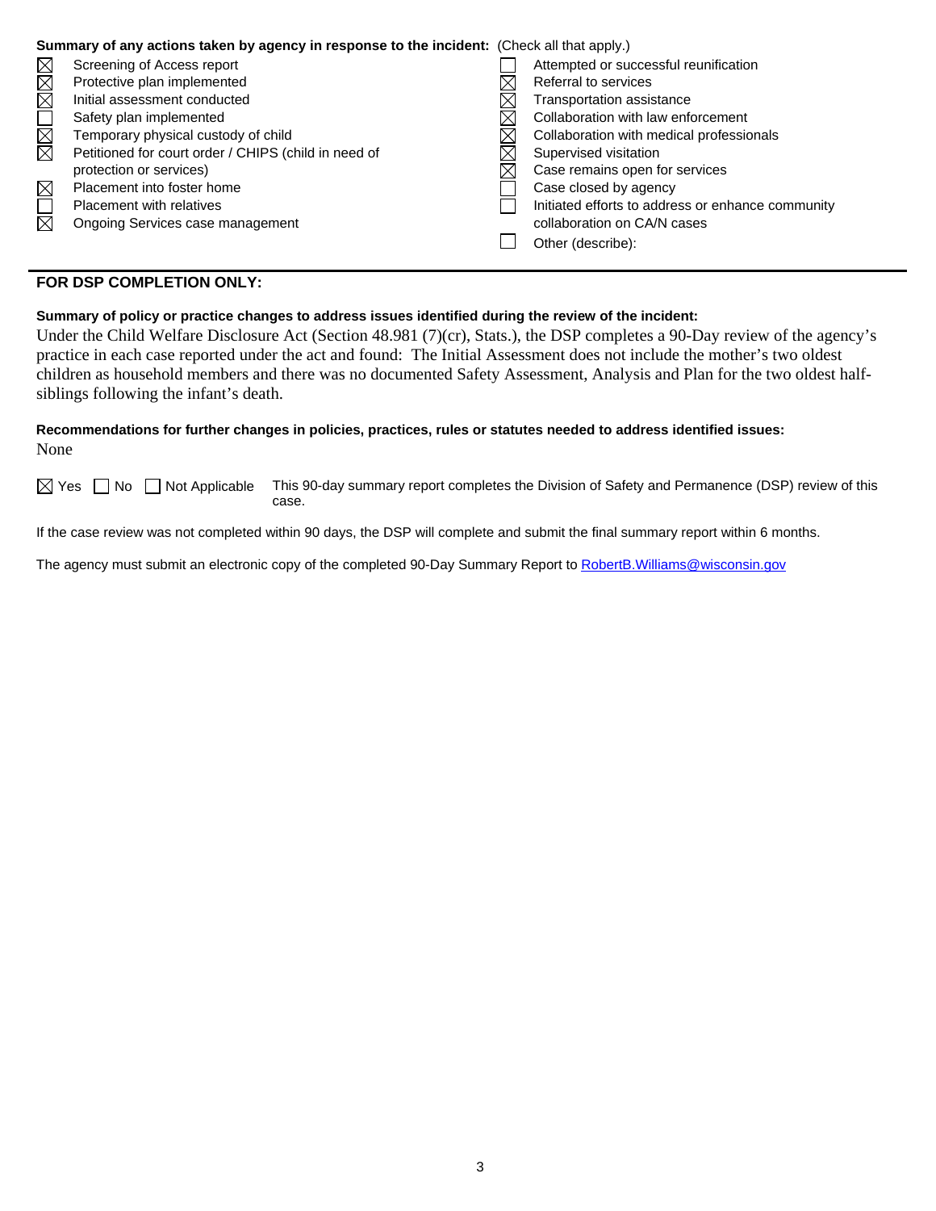**Summary of any actions taken by agency in response to the incident:** (Check all that apply.)

- ☒ Screening of Access report
- ☒ Protective plan implemented
- ☒ Initial assessment conducted
- ☐ Safety plan implemented
- ☒ Temporary physical custody of child
- ☒ Petitioned for court order / CHIPS (child in need of protection or services)
- ☒ Placement into foster home
- ☐ Placement with relatives
- ☒ Ongoing Services case management
- ☐ Attempted or successful reunification
- ☒ Referral to services
- ☒ Transportation assistance
- ☒ Collaboration with law enforcement
- ☒ Collaboration with medical professionals
- ☒ Supervised visitation
- ☒ Case remains open for services
- ☐ Case closed by agency
- ☐ Initiated efforts to address or enhance community collaboration on CA/N cases
- ☐ Other (describe):

---

**FOR DSP COMPLETION ONLY:**

**Summary of policy or practice changes to address issues identified during the review of the incident:**

Under the Child Welfare Disclosure Act (Section 48.981 (7)(cr), Stats.), the DSP completes a 90-Day review of the agency's practice in each case reported under the act and found: The Initial Assessment does not include the mother's two oldest children as household members and there was no documented Safety Assessment, Analysis and Plan for the two oldest half-siblings following the infant's death.

**Recommendations for further changes in policies, practices, rules or statutes needed to address identified issues:**

None

☒ Yes ☐ No ☐ Not Applicable This 90-day summary report completes the Division of Safety and Permanence (DSP) review of this case.

If the case review was not completed within 90 days, the DSP will complete and submit the final summary report within 6 months.

The agency must submit an electronic copy of the completed 90-Day Summary Report to RobertB.Williams@wisconsin.gov